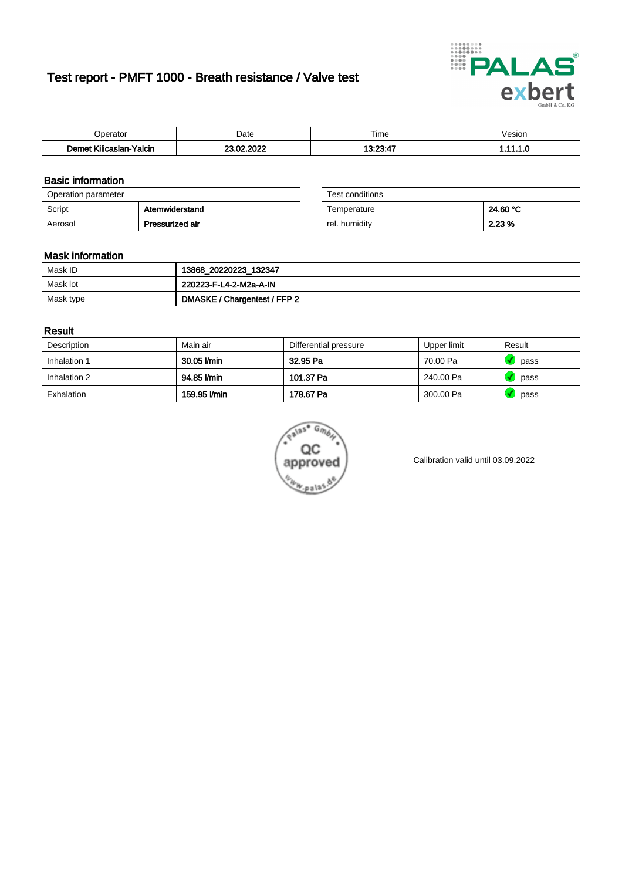# Test report - PMFT 1000 - Breath resistance / Valve test

| Operator | Date | Time | Vesion |
|---|---|---|---|
| **Demet Kilicaslan-Yalcin** | **23.02.2022** | **13:23:47** | **1.11.1.0** |

## Basic information

| Operation parameter | |
|---|---|
| Script | **Atemwiderstand** |
| Aerosol | **Pressurized air** |

| Test conditions | |
|---|---|
| Temperature | **24.60 °C** |
| rel. humidity | **2.23 %** |

## Mask information

| | |
|---|---|
| Mask ID | **13868_20220223_132347** |
| Mask lot | **220223-F-L4-2-M2a-A-IN** |
| Mask type | **DMASKE / Chargentest / FFP 2** |

## Result

| Description | Main air | Differential pressure | Upper limit | Result |
|---|---|---|---|---|
| Inhalation 1 | **30.05 l/min** | **32.95 Pa** | 70.00 Pa | pass |
| Inhalation 2 | **94.85 l/min** | **101.37 Pa** | 240.00 Pa | pass |
| Exhalation | **159.95 l/min** | **178.67 Pa** | 300.00 Pa | pass |

Calibration valid until 03.09.2022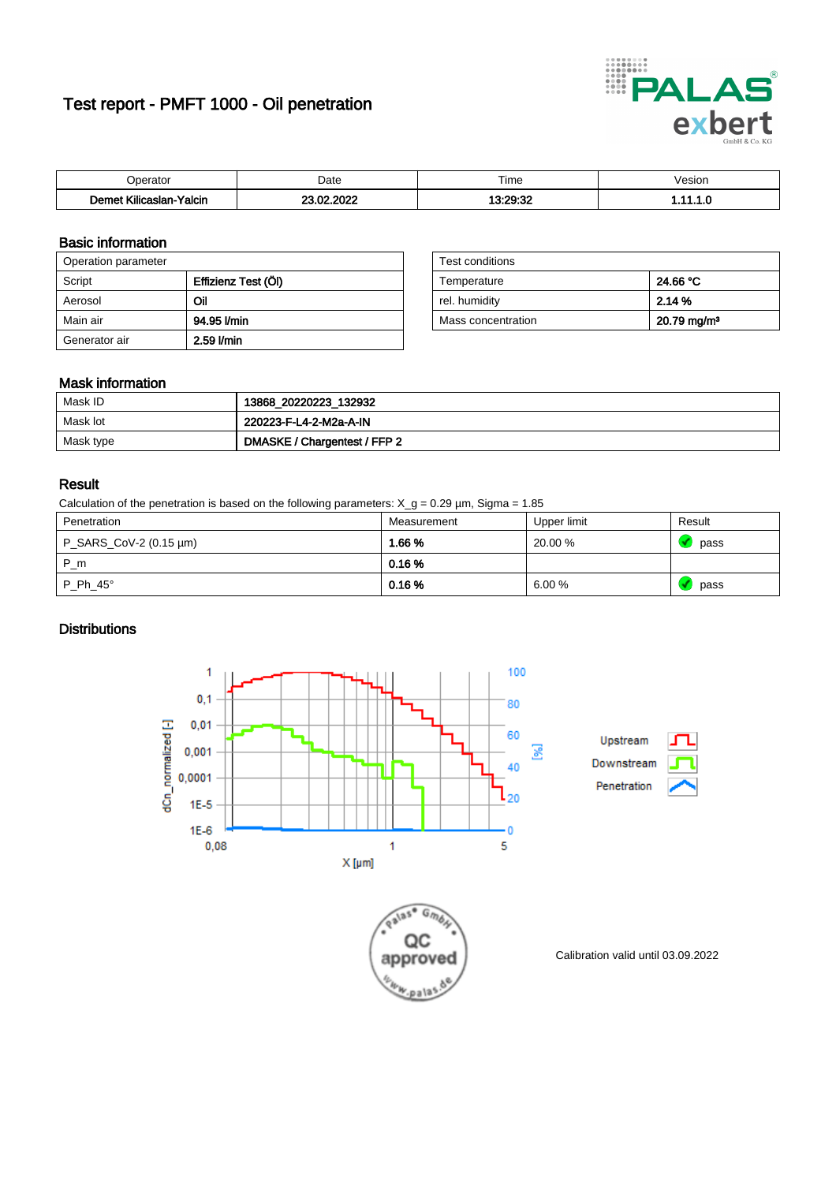# Test report - PMFT 1000 - Oil penetration

PALAS exbert GmbH & Co. KG

| Operator | Date | Time | Vesion |
|---|---|---|---|
| **Demet Kilicaslan-Yalcin** | **23.02.2022** | **13:29:32** | **1.11.1.0** |

## Basic information

| Operation parameter | |
|---|---|
| Script | **Effizienz Test (Öl)** |
| Aerosol | **Oil** |
| Main air | **94.95 l/min** |
| Generator air | **2.59 l/min** |

| Test conditions | |
|---|---|
| Temperature | **24.66 °C** |
| rel. humidity | **2.14 %** |
| Mass concentration | **20.79 mg/m³** |

## Mask information

| | |
|---|---|
| Mask ID | **13868_20220223_132932** |
| Mask lot | **220223-F-L4-2-M2a-A-IN** |
| Mask type | **DMASKE / Chargentest / FFP 2** |

## Result

Calculation of the penetration is based on the following parameters: X_g = 0.29 µm, Sigma = 1.85

| Penetration | Measurement | Upper limit | Result |
|---|---|---|---|
| P_SARS_CoV-2 (0.15 µm) | **1.66 %** | 20.00 % | pass |
| P_m | **0.16 %** | | |
| P_Ph_45° | **0.16 %** | 6.00 % | pass |

## Distributions

dCn_normalized [-]
1
0,1
0,01
0,001
0,0001
1E-5
1E-6
0,08
1
5
X [µm]
100
80
60
40
20
0
[%]

Upstream
Downstream
Penetration

Palas® GmbH QC approved www.palas.de

Calibration valid until 03.09.2022